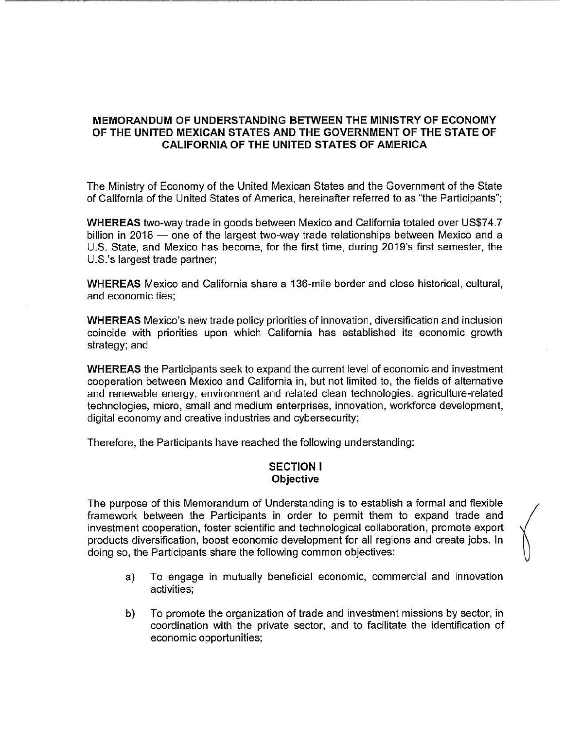# MEMORANDUM OF UNDERSTANDING BETWEEN THE MINISTRY OF ECONOMY OF THE UNITED MEXICAN STATES AND THE GOVERNMENT OF THE STATE OF CALIFORNIA OF THE UNITED STATES OF AMERICA

The Ministry of Economy of the United Mexican States and the Government of the State of California of the United States of America, hereinafter referred to as "the Participants";

**WHEREAS** two-way trade in goods between Mexico and California totaled over US$74.7 billion in 2018 — one of the largest two-way trade relationships between Mexico and a U.S. State, and Mexico has become, for the first time, during 2019's first semester, the U.S.'s largest trade partner;

**WHEREAS** Mexico and California share a 136-mile border and close historical, cultural, and economic ties;

**WHEREAS** Mexico's new trade policy priorities of innovation, diversification and inclusion coincide with priorities upon which California has established its economic growth strategy; and

**WHEREAS** the Participants seek to expand the current level of economic and investment cooperation between Mexico and California in, but not limited to, the fields of alternative and renewable energy, environment and related clean technologies, agriculture-related technologies, micro, small and medium enterprises, innovation, workforce development, digital economy and creative industries and cybersecurity;

Therefore, the Participants have reached the following understanding:

## SECTION I
### Objective

The purpose of this Memorandum of Understanding is to establish a formal and flexible framework between the Participants in order to permit them to expand trade and investment cooperation, foster scientific and technological collaboration, promote export products diversification, boost economic development for all regions and create jobs. In doing so, the Participants share the following common objectives:

a) To engage in mutually beneficial economic, commercial and innovation activities;

b) To promote the organization of trade and investment missions by sector, in coordination with the private sector, and to facilitate the identification of economic opportunities;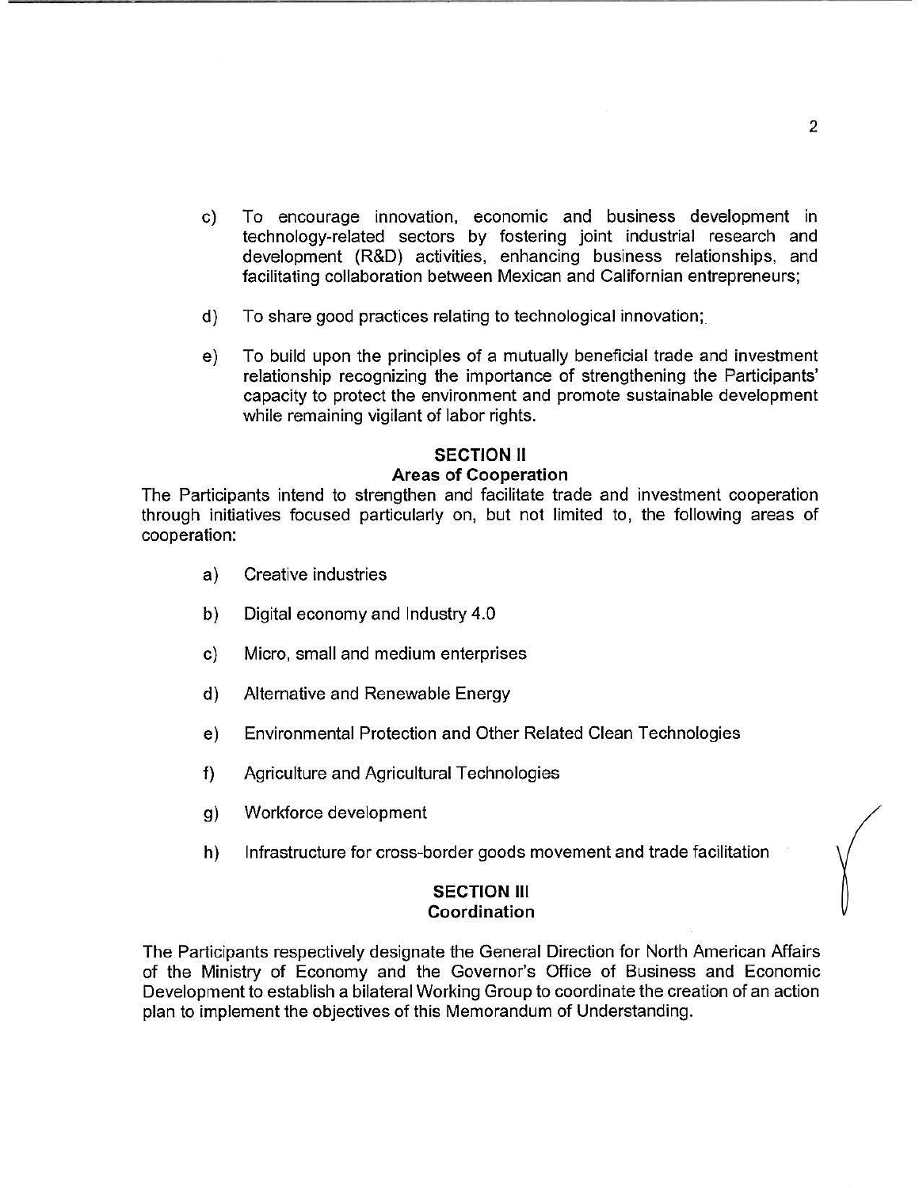c) To encourage innovation, economic and business development in technology-related sectors by fostering joint industrial research and development (R&D) activities, enhancing business relationships, and facilitating collaboration between Mexican and Californian entrepreneurs;

d) To share good practices relating to technological innovation;

e) To build upon the principles of a mutually beneficial trade and investment relationship recognizing the importance of strengthening the Participants' capacity to protect the environment and promote sustainable development while remaining vigilant of labor rights.

## SECTION II
### Areas of Cooperation

The Participants intend to strengthen and facilitate trade and investment cooperation through initiatives focused particularly on, but not limited to, the following areas of cooperation:

a) Creative industries

b) Digital economy and Industry 4.0

c) Micro, small and medium enterprises

d) Alternative and Renewable Energy

e) Environmental Protection and Other Related Clean Technologies

f) Agriculture and Agricultural Technologies

g) Workforce development

h) Infrastructure for cross-border goods movement and trade facilitation

## SECTION III
### Coordination

The Participants respectively designate the General Direction for North American Affairs of the Ministry of Economy and the Governor's Office of Business and Economic Development to establish a bilateral Working Group to coordinate the creation of an action plan to implement the objectives of this Memorandum of Understanding.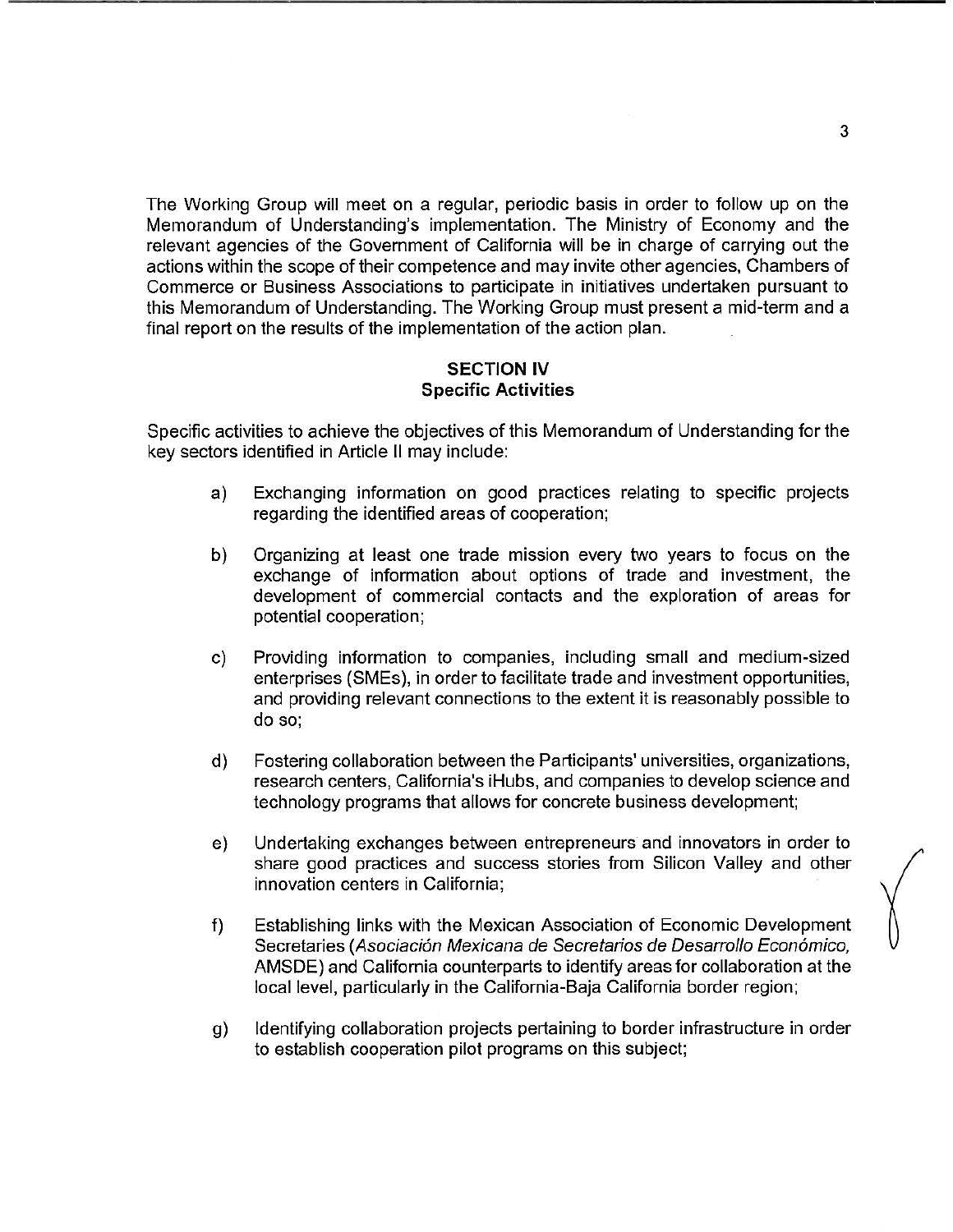The Working Group will meet on a regular, periodic basis in order to follow up on the Memorandum of Understanding's implementation. The Ministry of Economy and the relevant agencies of the Government of California will be in charge of carrying out the actions within the scope of their competence and may invite other agencies, Chambers of Commerce or Business Associations to participate in initiatives undertaken pursuant to this Memorandum of Understanding. The Working Group must present a mid-term and a final report on the results of the implementation of the action plan.

## SECTION IV
## Specific Activities

Specific activities to achieve the objectives of this Memorandum of Understanding for the key sectors identified in Article II may include:

a) Exchanging information on good practices relating to specific projects regarding the identified areas of cooperation;

b) Organizing at least one trade mission every two years to focus on the exchange of information about options of trade and investment, the development of commercial contacts and the exploration of areas for potential cooperation;

c) Providing information to companies, including small and medium-sized enterprises (SMEs), in order to facilitate trade and investment opportunities, and providing relevant connections to the extent it is reasonably possible to do so;

d) Fostering collaboration between the Participants' universities, organizations, research centers, California's iHubs, and companies to develop science and technology programs that allows for concrete business development;

e) Undertaking exchanges between entrepreneurs and innovators in order to share good practices and success stories from Silicon Valley and other innovation centers in California;

f) Establishing links with the Mexican Association of Economic Development Secretaries (*Asociación Mexicana de Secretarios de Desarrollo Económico,* AMSDE) and California counterparts to identify areas for collaboration at the local level, particularly in the California-Baja California border region;

g) Identifying collaboration projects pertaining to border infrastructure in order to establish cooperation pilot programs on this subject;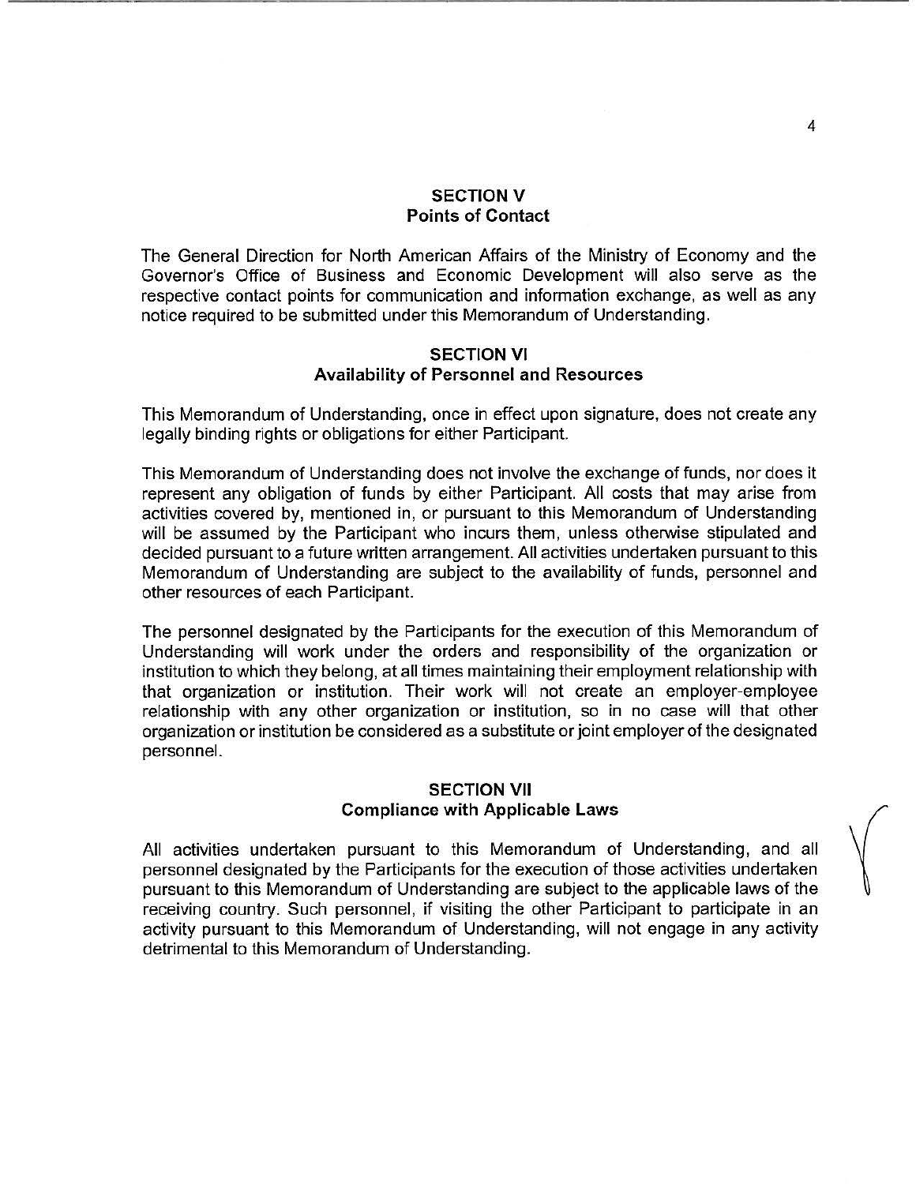## SECTION V
## Points of Contact

The General Direction for North American Affairs of the Ministry of Economy and the Governor's Office of Business and Economic Development will also serve as the respective contact points for communication and information exchange, as well as any notice required to be submitted under this Memorandum of Understanding.

## SECTION VI
## Availability of Personnel and Resources

This Memorandum of Understanding, once in effect upon signature, does not create any legally binding rights or obligations for either Participant.

This Memorandum of Understanding does not involve the exchange of funds, nor does it represent any obligation of funds by either Participant. All costs that may arise from activities covered by, mentioned in, or pursuant to this Memorandum of Understanding will be assumed by the Participant who incurs them, unless otherwise stipulated and decided pursuant to a future written arrangement. All activities undertaken pursuant to this Memorandum of Understanding are subject to the availability of funds, personnel and other resources of each Participant.

The personnel designated by the Participants for the execution of this Memorandum of Understanding will work under the orders and responsibility of the organization or institution to which they belong, at all times maintaining their employment relationship with that organization or institution. Their work will not create an employer-employee relationship with any other organization or institution, so in no case will that other organization or institution be considered as a substitute or joint employer of the designated personnel.

## SECTION VII
## Compliance with Applicable Laws

All activities undertaken pursuant to this Memorandum of Understanding, and all personnel designated by the Participants for the execution of those activities undertaken pursuant to this Memorandum of Understanding are subject to the applicable laws of the receiving country. Such personnel, if visiting the other Participant to participate in an activity pursuant to this Memorandum of Understanding, will not engage in any activity detrimental to this Memorandum of Understanding.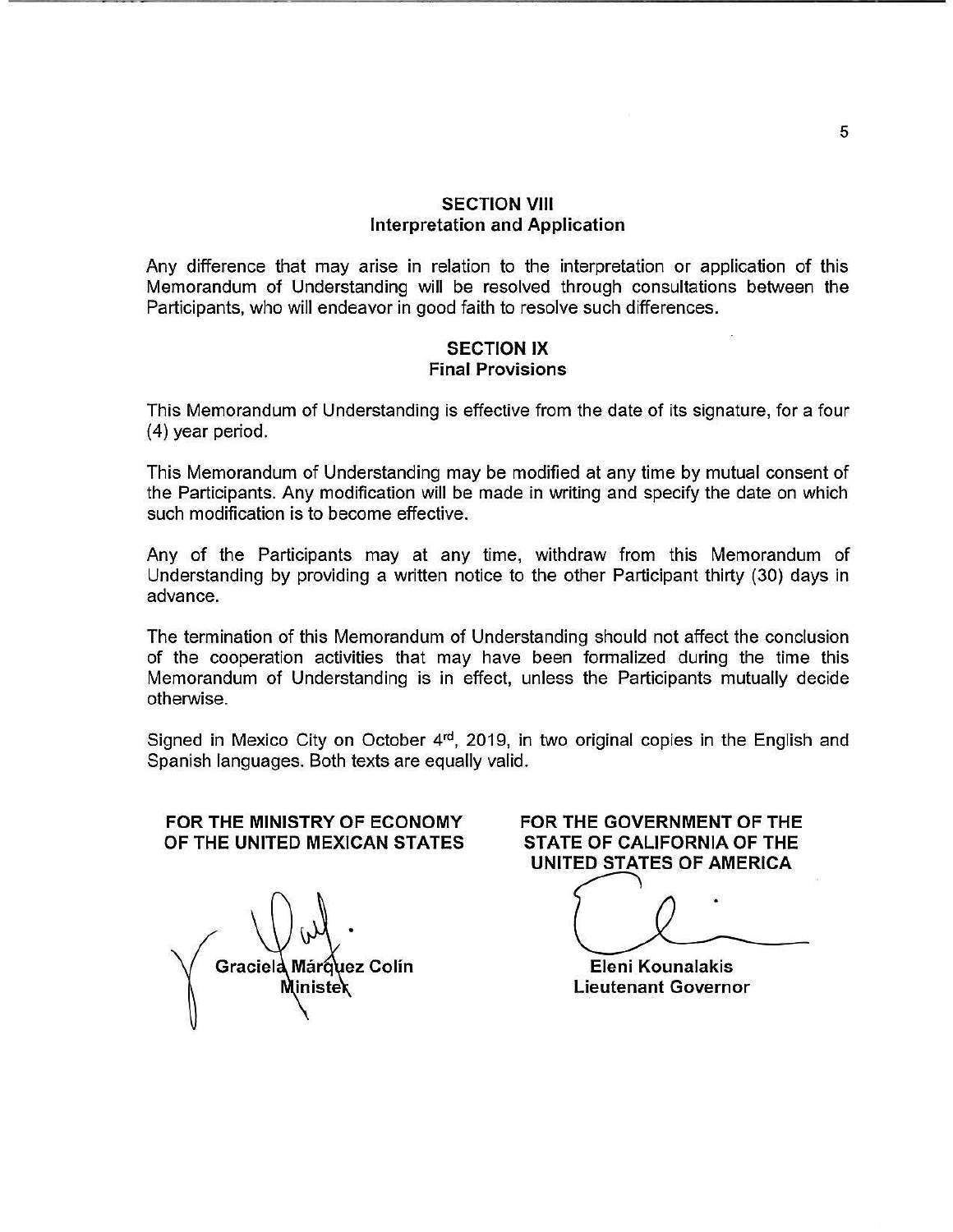## SECTION VIII
### Interpretation and Application

Any difference that may arise in relation to the interpretation or application of this Memorandum of Understanding will be resolved through consultations between the Participants, who will endeavor in good faith to resolve such differences.

## SECTION IX
### Final Provisions

This Memorandum of Understanding is effective from the date of its signature, for a four (4) year period.

This Memorandum of Understanding may be modified at any time by mutual consent of the Participants. Any modification will be made in writing and specify the date on which such modification is to become effective.

Any of the Participants may at any time, withdraw from this Memorandum of Understanding by providing a written notice to the other Participant thirty (30) days in advance.

The termination of this Memorandum of Understanding should not affect the conclusion of the cooperation activities that may have been formalized during the time this Memorandum of Understanding is in effect, unless the Participants mutually decide otherwise.

Signed in Mexico City on October 4rd, 2019, in two original copies in the English and Spanish languages. Both texts are equally valid.

**FOR THE MINISTRY OF ECONOMY OF THE UNITED MEXICAN STATES**

**Graciela Márquez Colín**
**Minister**

**FOR THE GOVERNMENT OF THE STATE OF CALIFORNIA OF THE UNITED STATES OF AMERICA**

**Eleni Kounalakis**
**Lieutenant Governor**